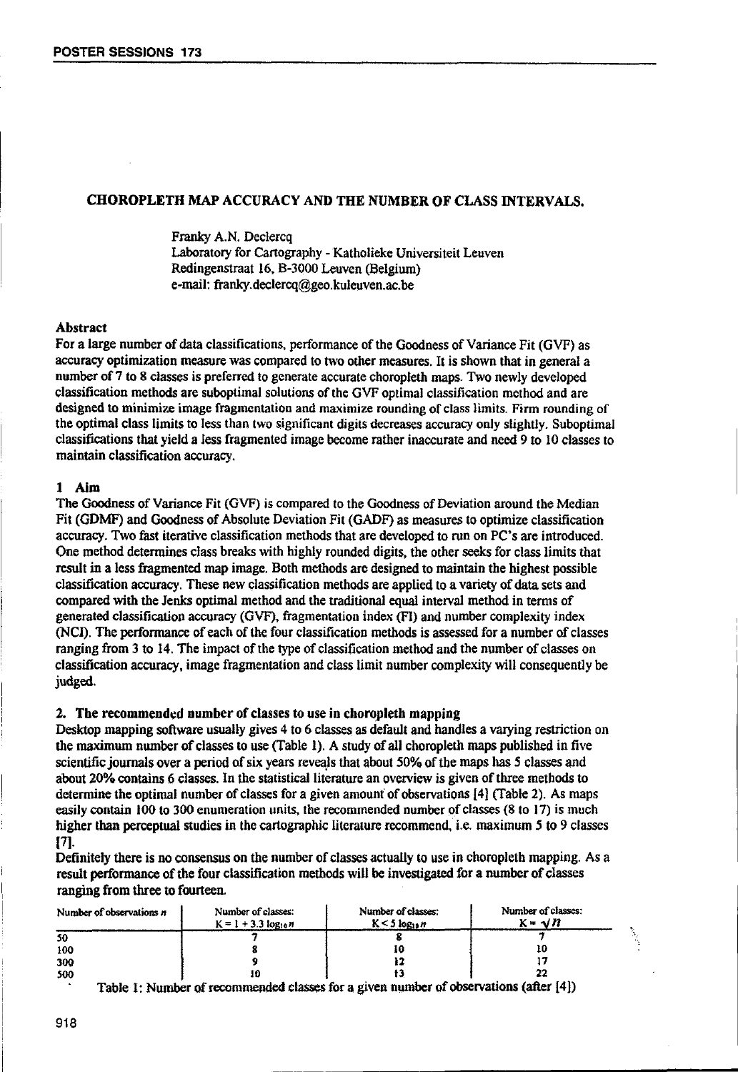# CHOROPLETH MAP ACCURACY AND THE NUMBER OF CLASS INTERVALS.

Franky A.N. Declercq
Laboratory for Cartography - Katholieke Universiteit Leuven
Redingenstraat 16, B-3000 Leuven (Belgium)
e-mail: franky.declercq@geo.kuleuven.ac.be

## Abstract

For a large number of data classifications, performance of the Goodness of Variance Fit (GVF) as accuracy optimization measure was compared to two other measures. It is shown that in general a number of 7 to 8 classes is preferred to generate accurate choropleth maps. Two newly developed classification methods are suboptimal solutions of the GVF optimal classification method and are designed to minimize image fragmentation and maximize rounding of class limits. Firm rounding of the optimal class limits to less than two significant digits decreases accuracy only slightly. Suboptimal classifications that yield a less fragmented image become rather inaccurate and need 9 to 10 classes to maintain classification accuracy.

## 1 Aim

The Goodness of Variance Fit (GVF) is compared to the Goodness of Deviation around the Median Fit (GDMF) and Goodness of Absolute Deviation Fit (GADF) as measures to optimize classification accuracy. Two fast iterative classification methods that are developed to run on PC's are introduced. One method determines class breaks with highly rounded digits, the other seeks for class limits that result in a less fragmented map image. Both methods are designed to maintain the highest possible classification accuracy. These new classification methods are applied to a variety of data sets and compared with the Jenks optimal method and the traditional equal interval method in terms of generated classification accuracy (GVF), fragmentation index (FI) and number complexity index (NCI). The performance of each of the four classification methods is assessed for a number of classes ranging from 3 to 14. The impact of the type of classification method and the number of classes on classification accuracy, image fragmentation and class limit number complexity will consequently be judged.

## 2. The recommended number of classes to use in choropleth mapping

Desktop mapping software usually gives 4 to 6 classes as default and handles a varying restriction on the maximum number of classes to use (Table 1). A study of all choropleth maps published in five scientific journals over a period of six years reveals that about 50% of the maps has 5 classes and about 20% contains 6 classes. In the statistical literature an overview is given of three methods to determine the optimal number of classes for a given amount of observations [4] (Table 2). As maps easily contain 100 to 300 enumeration units, the recommended number of classes (8 to 17) is much higher than perceptual studies in the cartographic literature recommend, i.e. maximum 5 to 9 classes [7].

Definitely there is no consensus on the number of classes actually to use in choropleth mapping. As a result performance of the four classification methods will be investigated for a number of classes ranging from three to fourteen.

| Number of observations $n$ | Number of classes: $K = 1 + 3.3 \log_{10} n$ | Number of classes: $K < 5 \log_{10} n$ | Number of classes: $K = \sqrt{n}$ |
|---|---|---|---|
| 50 | 7 | 8 | 7 |
| 100 | 8 | 10 | 10 |
| 300 | 9 | 12 | 17 |
| 500 | 10 | 13 | 22 |

Table 1: Number of recommended classes for a given number of observations (after [4])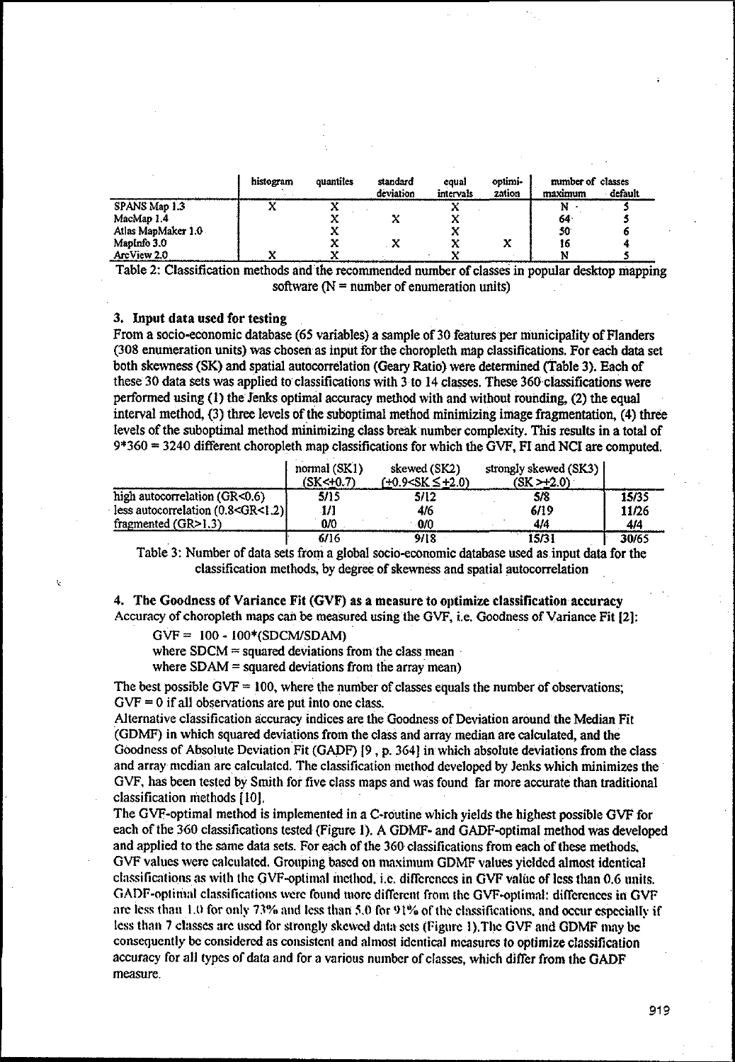| | histogram | quantiles | standard deviation | equal intervals | optimi-zation | number of classes maximum | default |
|---|---|---|---|---|---|---|---|
| SPANS Map 1.3 | X | X | | X | | N | 5 |
| MacMap 1.4 | | X | X | X | | 64 | 5 |
| Atlas MapMaker 1.0 | | X | | X | | 50 | 6 |
| MapInfo 3.0 | | X | X | X | X | 16 | 4 |
| ArcView 2.0 | X | X | | X | | N | 5 |

Table 2: Classification methods and the recommended number of classes in popular desktop mapping software (N = number of enumeration units)

### 3. Input data used for testing

From a socio-economic database (65 variables) a sample of 30 features per municipality of Flanders (308 enumeration units) was chosen as input for the choropleth map classifications. For each data set both skewness (SK) and spatial autocorrelation (Geary Ratio) were determined (Table 3). Each of these 30 data sets was applied to classifications with 3 to 14 classes. These 360 classifications were performed using (1) the Jenks optimal accuracy method with and without rounding, (2) the equal interval method, (3) three levels of the suboptimal method minimizing image fragmentation, (4) three levels of the suboptimal method minimizing class break number complexity. This results in a total of 9*360 = 3240 different choropleth map classifications for which the GVF, FI and NCI are computed.

| | normal (SK1) (SK<+0.7) | skewed (SK2) (+0.9<SK ≤ +2.0) | strongly skewed (SK3) (SK >+2.0) | |
|---|---|---|---|---|
| high autocorrelation (GR<0.6) | 5/15 | 5/12 | 5/8 | 15/35 |
| less autocorrelation (0.8<GR<1.2) | 1/1 | 4/6 | 6/19 | 11/26 |
| fragmented (GR>1.3) | 0/0 | 0/0 | 4/4 | 4/4 |
| | 6/16 | 9/18 | 15/31 | 30/65 |

Table 3: Number of data sets from a global socio-economic database used as input data for the classification methods, by degree of skewness and spatial autocorrelation

### 4. The Goodness of Variance Fit (GVF) as a measure to optimize classification accuracy

Accuracy of choropleth maps can be measured using the GVF, i.e. Goodness of Variance Fit [2]:

GVF = 100 - 100*(SDCM/SDAM)
where SDCM = squared deviations from the class mean
where SDAM = squared deviations from the array mean)

The best possible GVF = 100, where the number of classes equals the number of observations; GVF = 0 if all observations are put into one class.

Alternative classification accuracy indices are the Goodness of Deviation around the Median Fit (GDMF) in which squared deviations from the class and array median are calculated, and the Goodness of Absolute Deviation Fit (GADF) [9 , p. 364] in which absolute deviations from the class and array median are calculated. The classification method developed by Jenks which minimizes the GVF, has been tested by Smith for five class maps and was found far more accurate than traditional classification methods [10].

The GVF-optimal method is implemented in a C-routine which yields the highest possible GVF for each of the 360 classifications tested (Figure 1). A GDMF- and GADF-optimal method was developed and applied to the same data sets. For each of the 360 classifications from each of these methods, GVF values were calculated. Grouping based on maximum GDMF values yielded almost identical classifications as with the GVF-optimal method, i.e. differences in GVF value of less than 0.6 units. GADF-optimal classifications were found more different from the GVF-optimal: differences in GVF are less than 1.0 for only 73% and less than 5.0 for 91% of the classifications, and occur especially if less than 7 classes are used for strongly skewed data sets (Figure 1).The GVF and GDMF may be consequently be considered as consistent and almost identical measures to optimize classification accuracy for all types of data and for a various number of classes, which differ from the GADF measure.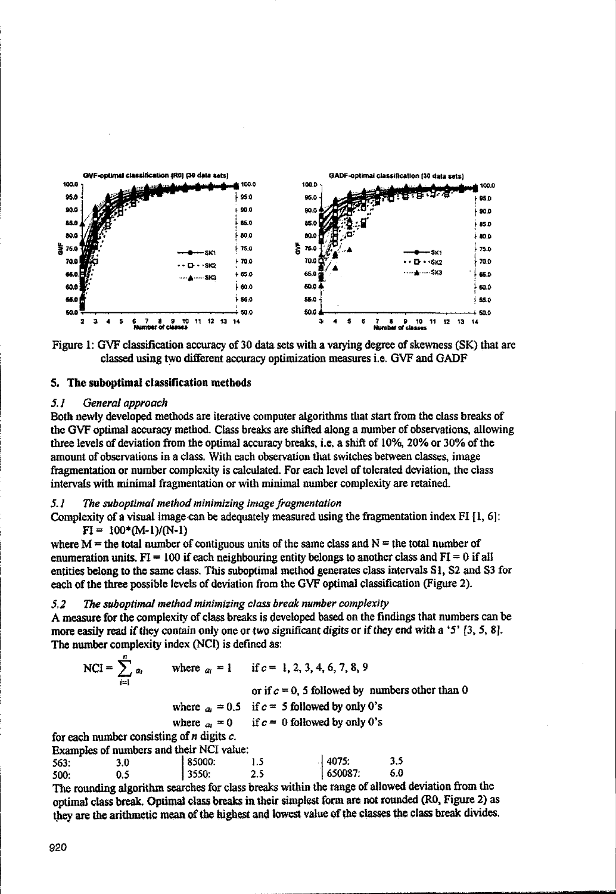Figure 1: GVF classification accuracy of 30 data sets with a varying degree of skewness (SK) that are classed using two different accuracy optimization measures i.e. GVF and GADF

## 5. The suboptimal classification methods

### *5.1 General approach*

Both newly developed methods are iterative computer algorithms that start from the class breaks of the GVF optimal accuracy method. Class breaks are shifted along a number of observations, allowing three levels of deviation from the optimal accuracy breaks, i.e. a shift of 10%, 20% or 30% of the amount of observations in a class. With each observation that switches between classes, image fragmentation or number complexity is calculated. For each level of tolerated deviation, the class intervals with minimal fragmentation or with minimal number complexity are retained.

### *5.1 The suboptimal method minimizing image fragmentation*

Complexity of a visual image can be adequately measured using the fragmentation index FI [1, 6]:

$$FI = 100*(M-1)/(N-1)$$

where M = the total number of contiguous units of the same class and N = the total number of enumeration units. FI = 100 if each neighbouring entity belongs to another class and FI = 0 if all entities belong to the same class. This suboptimal method generates class intervals S1, S2 and S3 for each of the three possible levels of deviation from the GVF optimal classification (Figure 2).

### *5.2 The suboptimal method minimizing class break number complexity*

A measure for the complexity of class breaks is developed based on the findings that numbers can be more easily read if they contain only one or two significant digits or if they end with a '5' [3, 5, 8]. The number complexity index (NCI) is defined as:

$$NCI = \sum_{i=1}^{n} a_i \qquad \text{where } a_i = 1 \quad \text{if } c = 1, 2, 3, 4, 6, 7, 8, 9$$

$$\text{or if } c = 0, 5 \text{ followed by numbers other than } 0$$

$$\text{where } a_i = 0.5 \quad \text{if } c = 5 \text{ followed by only 0's}$$

$$\text{where } a_i = 0 \quad \text{if } c = 0 \text{ followed by only 0's}$$

for each number consisting of $n$ digits $c$.

Examples of numbers and their NCI value:

| | | | | | |
|---|---|---|---|---|---|
| 563: | 3.0 | 85000: | 1.5 | 4075: | 3.5 |
| 500: | 0.5 | 3550: | 2.5 | 650087: | 6.0 |

The rounding algorithm searches for class breaks within the range of allowed deviation from the optimal class break. Optimal class breaks in their simplest form are not rounded (R0, Figure 2) as they are the arithmetic mean of the highest and lowest value of the classes the class break divides.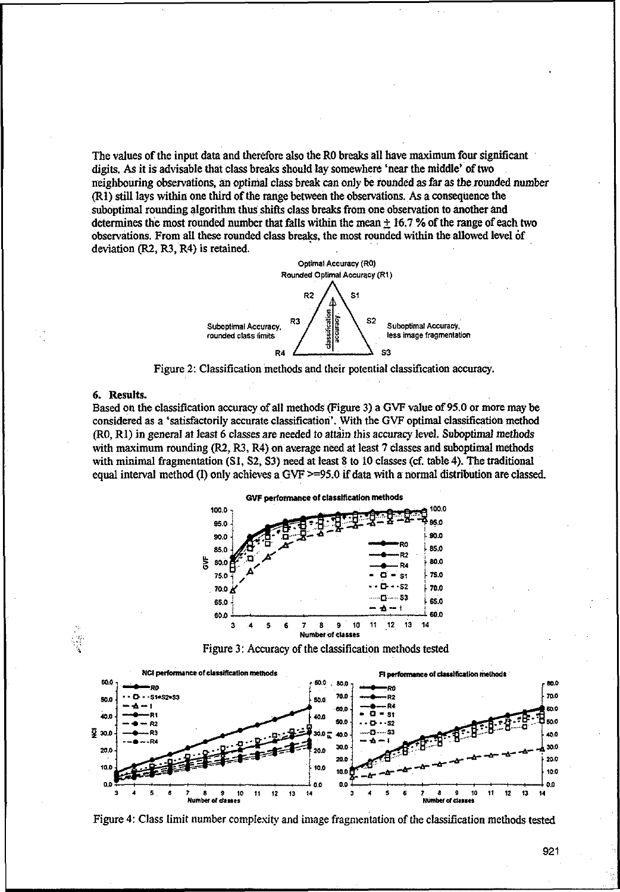The values of the input data and therefore also the R0 breaks all have maximum four significant digits. As it is advisable that class breaks should lay somewhere 'near the middle' of two neighbouring observations, an optimal class break can only be rounded as far as the rounded number (R1) still lays within one third of the range between the observations. As a consequence the suboptimal rounding algorithm thus shifts class breaks from one observation to another and determines the most rounded number that falls within the mean $\pm$ 16.7 % of the range of each two observations. From all these rounded class breaks, the most rounded within the allowed level of deviation (R2, R3, R4) is retained.

Figure 2: Classification methods and their potential classification accuracy.

## 6. Results.

Based on the classification accuracy of all methods (Figure 3) a GVF value of 95.0 or more may be considered as a 'satisfactorily accurate classification'. With the GVF optimal classification method (R0, R1) in general at least 6 classes are needed to attain this accuracy level. Suboptimal methods with maximum rounding (R2, R3, R4) on average need at least 7 classes and suboptimal methods with minimal fragmentation (S1, S2, S3) need at least 8 to 10 classes (cf. table 4). The traditional equal interval method (I) only achieves a GVF >=95.0 if data with a normal distribution are classed.

Figure 3: Accuracy of the classification methods tested

Figure 4: Class limit number complexity and image fragmentation of the classification methods tested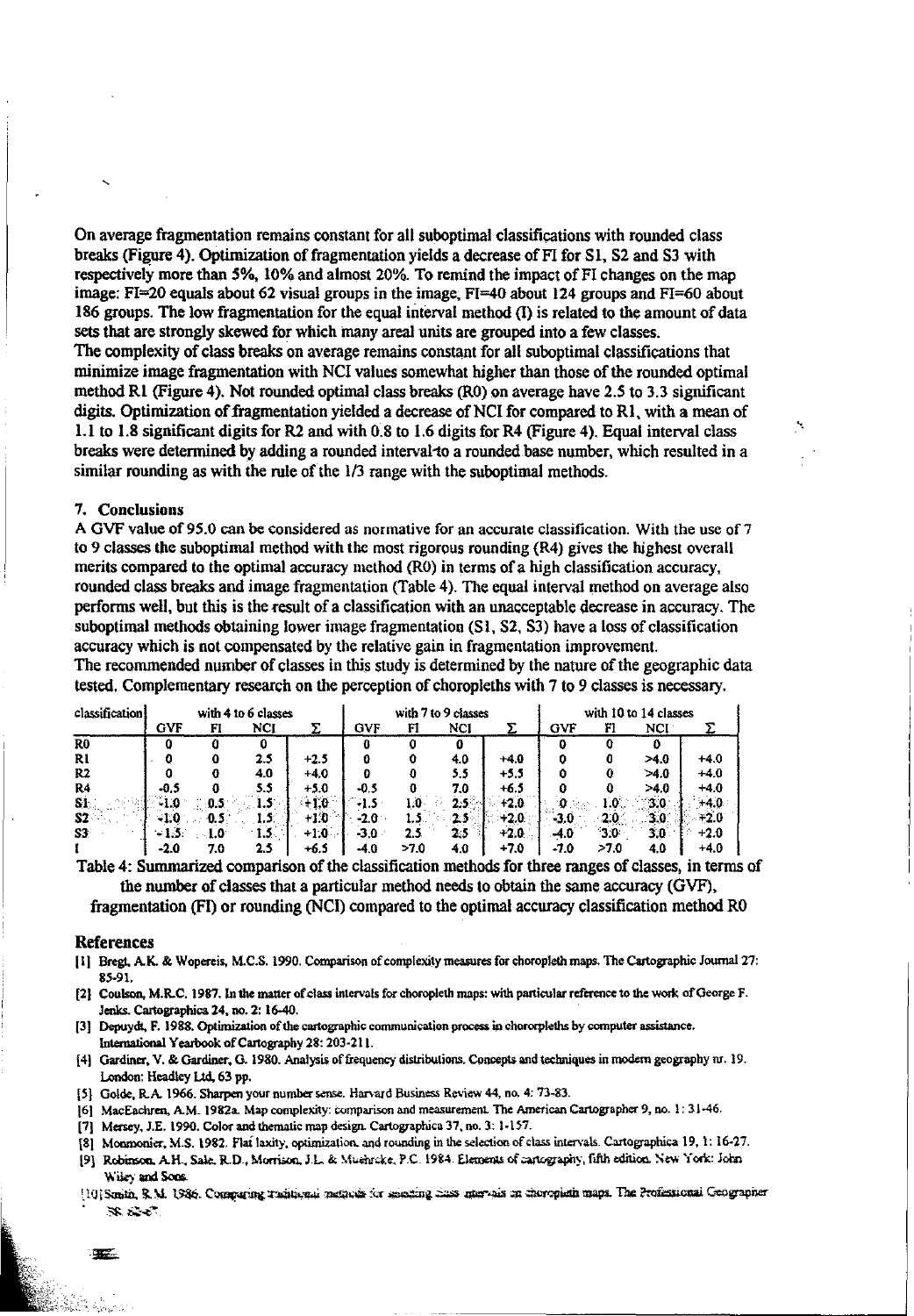On average fragmentation remains constant for all suboptimal classifications with rounded class breaks (Figure 4). Optimization of fragmentation yields a decrease of FI for S1, S2 and S3 with respectively more than 5%, 10% and almost 20%. To remind the impact of FI changes on the map image: FI=20 equals about 62 visual groups in the image, FI=40 about 124 groups and FI=60 about 186 groups. The low fragmentation for the equal interval method (I) is related to the amount of data sets that are strongly skewed for which many areal units are grouped into a few classes.
The complexity of class breaks on average remains constant for all suboptimal classifications that minimize image fragmentation with NCI values somewhat higher than those of the rounded optimal method R1 (Figure 4). Not rounded optimal class breaks (R0) on average have 2.5 to 3.3 significant digits. Optimization of fragmentation yielded a decrease of NCI for compared to R1, with a mean of 1.1 to 1.8 significant digits for R2 and with 0.8 to 1.6 digits for R4 (Figure 4). Equal interval class breaks were determined by adding a rounded interval to a rounded base number, which resulted in a similar rounding as with the rule of the 1/3 range with the suboptimal methods.

## 7. Conclusions

A GVF value of 95.0 can be considered as normative for an accurate classification. With the use of 7 to 9 classes the suboptimal method with the most rigorous rounding (R4) gives the highest overall merits compared to the optimal accuracy method (R0) in terms of a high classification accuracy, rounded class breaks and image fragmentation (Table 4). The equal interval method on average also performs well, but this is the result of a classification with an unacceptable decrease in accuracy. The suboptimal methods obtaining lower image fragmentation (S1, S2, S3) have a loss of classification accuracy which is not compensated by the relative gain in fragmentation improvement.
The recommended number of classes in this study is determined by the nature of the geographic data tested. Complementary research on the perception of choropleths with 7 to 9 classes is necessary.

| classification | with 4 to 6 classes | | | | with 7 to 9 classes | | | | with 10 to 14 classes | | | |
|---|---|---|---|---|---|---|---|---|---|---|---|---|
| | GVF | FI | NCI | Σ | GVF | FI | NCI | Σ | GVF | FI | NCI | Σ |
| R0 | 0 | 0 | 0 | | 0 | 0 | 0 | | 0 | 0 | 0 | |
| R1 | 0 | 0 | 2.5 | +2.5 | 0 | 0 | 4.0 | +4.0 | 0 | 0 | >4.0 | +4.0 |
| R2 | 0 | 0 | 4.0 | +4.0 | 0 | 0 | 5.5 | +5.5 | 0 | 0 | >4.0 | +4.0 |
| R4 | -0.5 | 0 | 5.5 | +5.0 | -0.5 | 0 | 7.0 | +6.5 | 0 | 0 | >4.0 | +4.0 |
| S1 | -1.0 | 0.5 | 1.5 | +1.0 | -1.5 | 1.0 | 2.5 | +2.0 | 0 | 1.0 | 3.0 | +4.0 |
| S2 | -1.0 | 0.5 | 1.5 | +1.0 | -2.0 | 1.5 | 2.5 | +2.0 | -3.0 | 2.0 | 3.0 | +2.0 |
| S3 | -1.5 | 1.0 | 1.5 | +1.0 | -3.0 | 2.5 | 2.5 | +2.0 | -4.0 | 3.0 | 3.0 | +2.0 |
| I | -2.0 | 7.0 | 2.5 | +6.5 | -4.0 | >7.0 | 4.0 | +7.0 | -7.0 | >7.0 | 4.0 | +4.0 |

Table 4: Summarized comparison of the classification methods for three ranges of classes, in terms of the number of classes that a particular method needs to obtain the same accuracy (GVF), fragmentation (FI) or rounding (NCI) compared to the optimal accuracy classification method R0

## References

[1] Bregt, A.K. & Wopereis, M.C.S. 1990. Comparison of complexity measures for choropleth maps. The Cartographic Journal 27: 85-91.

[2] Coulson, M.R.C. 1987. In the matter of class intervals for choropleth maps: with particular reference to the work of George F. Jenks. Cartographica 24, no. 2: 16-40.

[3] Depuydt, F. 1988. Optimization of the cartographic communication process in chororpleths by computer assistance. International Yearbook of Cartography 28: 203-211.

[4] Gardiner, V. & Gardiner, G. 1980. Analysis of frequency distributions. Concepts and techniques in modern geography nr. 19. London: Headley Ltd, 63 pp.

[5] Golde, R.A. 1966. Sharpen your number sense. Harvard Business Review 44, no. 4: 73-83.

[6] MacEachren, A.M. 1982a. Map complexity: comparison and measurement. The American Cartographer 9, no. 1: 31-46.

[7] Mersey, J.E. 1990. Color and thematic map design. Cartographica 37, no. 3: 1-157.

[8] Monmonier, M.S. 1982. Flat laxity, optimization, and rounding in the selection of class intervals. Cartographica 19, 1: 16-27.

[9] Robinson, A.H., Sale, R.D., Morrison, J.L. & Muehrcke, P.C. 1984. Elements of cartography, fifth edition. New York: John Wiley and Sons.

[10] Smith, R.M. 1986. Comparing traditional methods for selecting class intervals on choropleth maps. The Professional Geographer 38: 62-67.